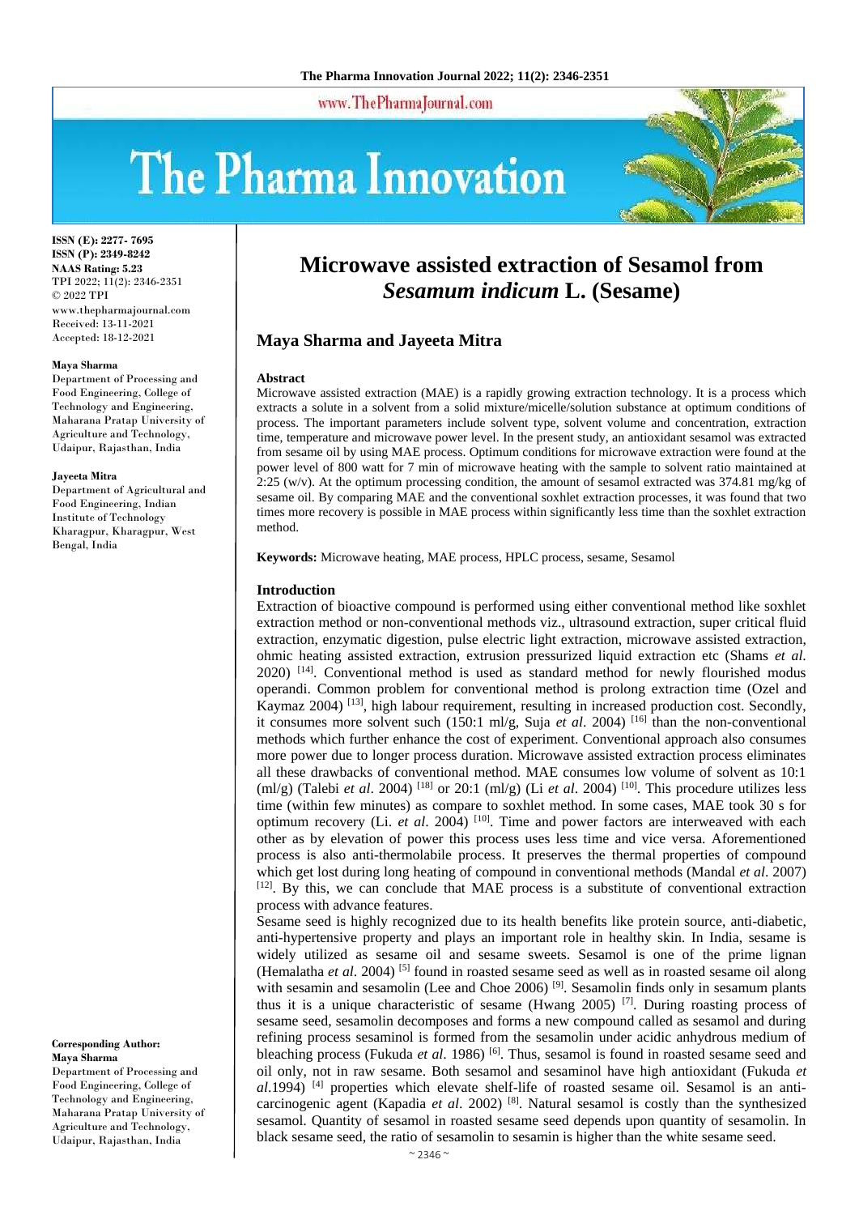# Microwave assisted extraction of Sesamol from *Sesamum indicum* L. (Sesame)

## Maya Sharma and Jayeeta Mitra

**ISSN (E): 2277- 7695**
**ISSN (P): 2349-8242**
**NAAS Rating: 5.23**
TPI 2022; 11(2): 2346-2351
© 2022 TPI
www.thepharmajournal.com
Received: 13-11-2021
Accepted: 18-12-2021

**Maya Sharma**
Department of Processing and Food Engineering, College of Technology and Engineering, Maharana Pratap University of Agriculture and Technology, Udaipur, Rajasthan, India

**Jayeeta Mitra**
Department of Agricultural and Food Engineering, Indian Institute of Technology Kharagpur, Kharagpur, West Bengal, India

**Corresponding Author:**
**Maya Sharma**
Department of Processing and Food Engineering, College of Technology and Engineering, Maharana Pratap University of Agriculture and Technology, Udaipur, Rajasthan, India

### Abstract

Microwave assisted extraction (MAE) is a rapidly growing extraction technology. It is a process which extracts a solute in a solvent from a solid mixture/micelle/solution substance at optimum conditions of process. The important parameters include solvent type, solvent volume and concentration, extraction time, temperature and microwave power level. In the present study, an antioxidant sesamol was extracted from sesame oil by using MAE process. Optimum conditions for microwave extraction were found at the power level of 800 watt for 7 min of microwave heating with the sample to solvent ratio maintained at 2:25 (w/v). At the optimum processing condition, the amount of sesamol extracted was 374.81 mg/kg of sesame oil. By comparing MAE and the conventional soxhlet extraction processes, it was found that two times more recovery is possible in MAE process within significantly less time than the soxhlet extraction method.

**Keywords:** Microwave heating, MAE process, HPLC process, sesame, Sesamol

### Introduction

Extraction of bioactive compound is performed using either conventional method like soxhlet extraction method or non-conventional methods viz., ultrasound extraction, super critical fluid extraction, enzymatic digestion, pulse electric light extraction, microwave assisted extraction, ohmic heating assisted extraction, extrusion pressurized liquid extraction etc (Shams *et al*. 2020) [14]. Conventional method is used as standard method for newly flourished modus operandi. Common problem for conventional method is prolong extraction time (Ozel and Kaymaz 2004) [13], high labour requirement, resulting in increased production cost. Secondly, it consumes more solvent such (150:1 ml/g, Suja *et al*. 2004) [16] than the non-conventional methods which further enhance the cost of experiment. Conventional approach also consumes more power due to longer process duration. Microwave assisted extraction process eliminates all these drawbacks of conventional method. MAE consumes low volume of solvent as 10:1 (ml/g) (Talebi *et al*. 2004) [18] or 20:1 (ml/g) (Li *et al*. 2004) [10]. This procedure utilizes less time (within few minutes) as compare to soxhlet method. In some cases, MAE took 30 s for optimum recovery (Li. *et al*. 2004) [10]. Time and power factors are interweaved with each other as by elevation of power this process uses less time and vice versa. Aforementioned process is also anti-thermolabile process. It preserves the thermal properties of compound which get lost during long heating of compound in conventional methods (Mandal *et al*. 2007) [12]. By this, we can conclude that MAE process is a substitute of conventional extraction process with advance features.

Sesame seed is highly recognized due to its health benefits like protein source, anti-diabetic, anti-hypertensive property and plays an important role in healthy skin. In India, sesame is widely utilized as sesame oil and sesame sweets. Sesamol is one of the prime lignan (Hemalatha *et al*. 2004) [5] found in roasted sesame seed as well as in roasted sesame oil along with sesamin and sesamolin (Lee and Choe 2006) [9]. Sesamolin finds only in sesamum plants thus it is a unique characteristic of sesame (Hwang 2005) [7]. During roasting process of sesame seed, sesamolin decomposes and forms a new compound called as sesamol and during refining process sesaminol is formed from the sesamolin under acidic anhydrous medium of bleaching process (Fukuda *et al*. 1986) [6]. Thus, sesamol is found in roasted sesame seed and oil only, not in raw sesame. Both sesamol and sesaminol have high antioxidant (Fukuda *et al*.1994) [4] properties which elevate shelf-life of roasted sesame oil. Sesamol is an anti-carcinogenic agent (Kapadia *et al*. 2002) [8]. Natural sesamol is costly than the synthesized sesamol. Quantity of sesamol in roasted sesame seed depends upon quantity of sesamolin. In black sesame seed, the ratio of sesamolin to sesamin is higher than the white sesame seed.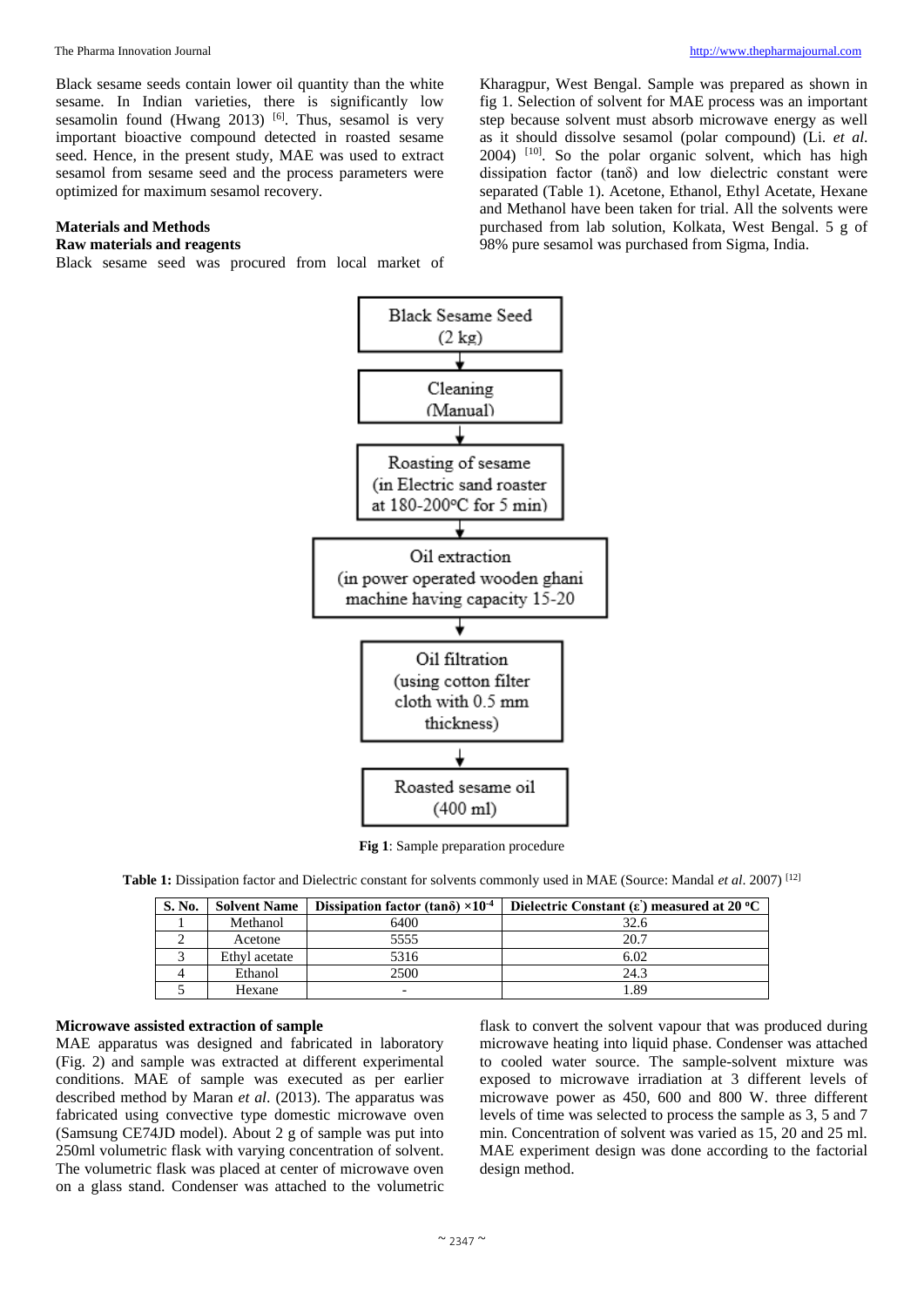Black sesame seeds contain lower oil quantity than the white sesame. In Indian varieties, there is significantly low sesamolin found (Hwang 2013) [6]. Thus, sesamol is very important bioactive compound detected in roasted sesame seed. Hence, in the present study, MAE was used to extract sesamol from sesame seed and the process parameters were optimized for maximum sesamol recovery.

## Materials and Methods

### Raw materials and reagents

Black sesame seed was procured from local market of Kharagpur, West Bengal. Sample was prepared as shown in fig 1. Selection of solvent for MAE process was an important step because solvent must absorb microwave energy as well as it should dissolve sesamol (polar compound) (Li. *et al*. 2004) [10]. So the polar organic solvent, which has high dissipation factor (tanδ) and low dielectric constant were separated (Table 1). Acetone, Ethanol, Ethyl Acetate, Hexane and Methanol have been taken for trial. All the solvents were purchased from lab solution, Kolkata, West Bengal. 5 g of 98% pure sesamol was purchased from Sigma, India.

Black Sesame Seed (2 kg)
↓
Cleaning (Manual)
↓
Roasting of sesame (in Electric sand roaster at 180-200 °C for 5 min)
↓
Oil extraction (in power operated wooden ghani machine having capacity 15-20
↓
Oil filtration (using cotton filter cloth with 0.5 mm thickness)
↓
Roasted sesame oil (400 ml)

**Fig 1**: Sample preparation procedure

**Table 1:** Dissipation factor and Dielectric constant for solvents commonly used in MAE (Source: Mandal *et al*. 2007) [12]

| S. No. | Solvent Name | Dissipation factor (tanδ) $\times 10^{-4}$ | Dielectric Constant (ε') measured at 20 °C |
|---|---|---|---|
| 1 | Methanol | 6400 | 32.6 |
| 2 | Acetone | 5555 | 20.7 |
| 3 | Ethyl acetate | 5316 | 6.02 |
| 4 | Ethanol | 2500 | 24.3 |
| 5 | Hexane | - | 1.89 |

### Microwave assisted extraction of sample

MAE apparatus was designed and fabricated in laboratory (Fig. 2) and sample was extracted at different experimental conditions. MAE of sample was executed as per earlier described method by Maran *et al*. (2013). The apparatus was fabricated using convective type domestic microwave oven (Samsung CE74JD model). About 2 g of sample was put into 250ml volumetric flask with varying concentration of solvent. The volumetric flask was placed at center of microwave oven on a glass stand. Condenser was attached to the volumetric flask to convert the solvent vapour that was produced during microwave heating into liquid phase. Condenser was attached to cooled water source. The sample-solvent mixture was exposed to microwave irradiation at 3 different levels of microwave power as 450, 600 and 800 W. three different levels of time was selected to process the sample as 3, 5 and 7 min. Concentration of solvent was varied as 15, 20 and 25 ml. MAE experiment design was done according to the factorial design method.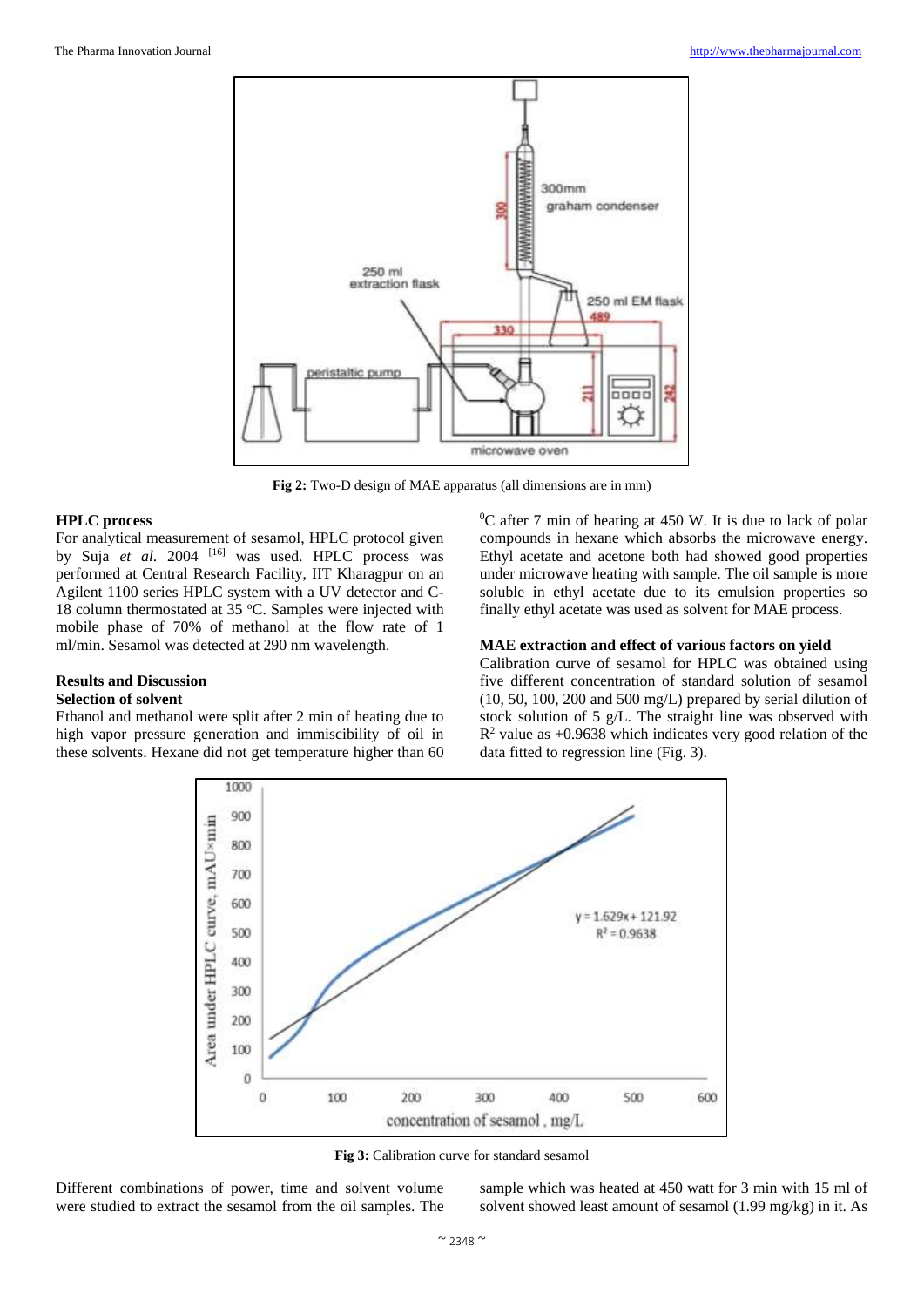**Fig 2:** Two-D design of MAE apparatus (all dimensions are in mm)

### HPLC process

For analytical measurement of sesamol, HPLC protocol given by Suja *et al.* 2004 [16] was used. HPLC process was performed at Central Research Facility, IIT Kharagpur on an Agilent 1100 series HPLC system with a UV detector and C-18 column thermostated at 35 °C. Samples were injected with mobile phase of 70% of methanol at the flow rate of 1 ml/min. Sesamol was detected at 290 nm wavelength.

## Results and Discussion

### Selection of solvent

Ethanol and methanol were split after 2 min of heating due to high vapor pressure generation and immiscibility of oil in these solvents. Hexane did not get temperature higher than 60 °C after 7 min of heating at 450 W. It is due to lack of polar compounds in hexane which absorbs the microwave energy. Ethyl acetate and acetone both had showed good properties under microwave heating with sample. The oil sample is more soluble in ethyl acetate due to its emulsion properties so finally ethyl acetate was used as solvent for MAE process.

### MAE extraction and effect of various factors on yield

Calibration curve of sesamol for HPLC was obtained using five different concentration of standard solution of sesamol (10, 50, 100, 200 and 500 mg/L) prepared by serial dilution of stock solution of 5 g/L. The straight line was observed with $R^2$ value as +0.9638 which indicates very good relation of the data fitted to regression line (Fig. 3).

**Fig 3:** Calibration curve for standard sesamol

Different combinations of power, time and solvent volume were studied to extract the sesamol from the oil samples. The sample which was heated at 450 watt for 3 min with 15 ml of solvent showed least amount of sesamol (1.99 mg/kg) in it. As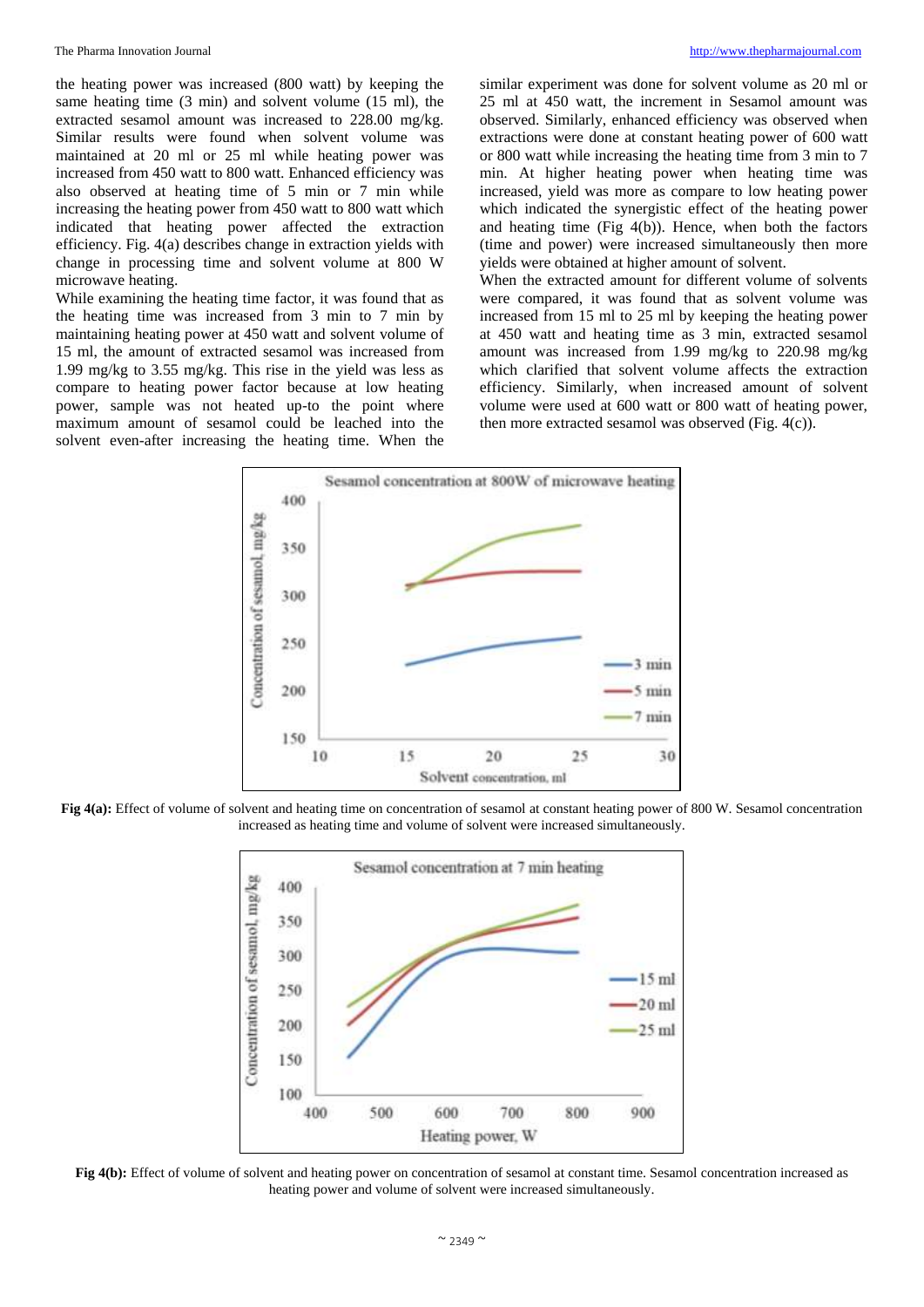the heating power was increased (800 watt) by keeping the same heating time (3 min) and solvent volume (15 ml), the extracted sesamol amount was increased to 228.00 mg/kg. Similar results were found when solvent volume was maintained at 20 ml or 25 ml while heating power was increased from 450 watt to 800 watt. Enhanced efficiency was also observed at heating time of 5 min or 7 min while increasing the heating power from 450 watt to 800 watt which indicated that heating power affected the extraction efficiency. Fig. 4(a) describes change in extraction yields with change in processing time and solvent volume at 800 W microwave heating.

While examining the heating time factor, it was found that as the heating time was increased from 3 min to 7 min by maintaining heating power at 450 watt and solvent volume of 15 ml, the amount of extracted sesamol was increased from 1.99 mg/kg to 3.55 mg/kg. This rise in the yield was less as compare to heating power factor because at low heating power, sample was not heated up-to the point where maximum amount of sesamol could be leached into the solvent even-after increasing the heating time. When the similar experiment was done for solvent volume as 20 ml or 25 ml at 450 watt, the increment in Sesamol amount was observed. Similarly, enhanced efficiency was observed when extractions were done at constant heating power of 600 watt or 800 watt while increasing the heating time from 3 min to 7 min. At higher heating power when heating time was increased, yield was more as compare to low heating power which indicated the synergistic effect of the heating power and heating time (Fig 4(b)). Hence, when both the factors (time and power) were increased simultaneously then more yields were obtained at higher amount of solvent.

When the extracted amount for different volume of solvents were compared, it was found that as solvent volume was increased from 15 ml to 25 ml by keeping the heating power at 450 watt and heating time as 3 min, extracted sesamol amount was increased from 1.99 mg/kg to 220.98 mg/kg which clarified that solvent volume affects the extraction efficiency. Similarly, when increased amount of solvent volume were used at 600 watt or 800 watt of heating power, then more extracted sesamol was observed (Fig. 4(c)).

**Fig 4(a):** Effect of volume of solvent and heating time on concentration of sesamol at constant heating power of 800 W. Sesamol concentration increased as heating time and volume of solvent were increased simultaneously.

**Fig 4(b):** Effect of volume of solvent and heating power on concentration of sesamol at constant time. Sesamol concentration increased as heating power and volume of solvent were increased simultaneously.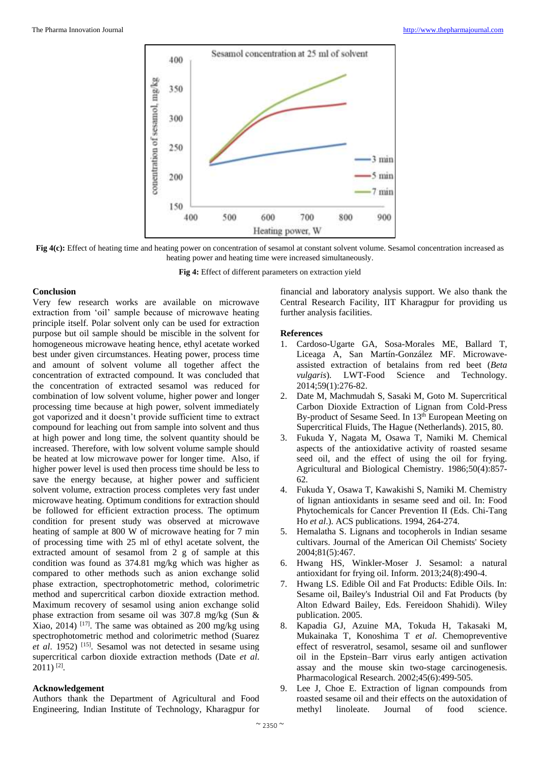**Fig 4(c):** Effect of heating time and heating power on concentration of sesamol at constant solvent volume. Sesamol concentration increased as heating power and heating time were increased simultaneously.

**Fig 4:** Effect of different parameters on extraction yield

## Conclusion

Very few research works are available on microwave extraction from 'oil' sample because of microwave heating principle itself. Polar solvent only can be used for extraction purpose but oil sample should be miscible in the solvent for homogeneous microwave heating hence, ethyl acetate worked best under given circumstances. Heating power, process time and amount of solvent volume all together affect the concentration of extracted compound. It was concluded that the concentration of extracted sesamol was reduced for combination of low solvent volume, higher power and longer processing time because at high power, solvent immediately got vaporized and it doesn't provide sufficient time to extract compound for leaching out from sample into solvent and thus at high power and long time, the solvent quantity should be increased. Therefore, with low solvent volume sample should be heated at low microwave power for longer time. Also, if higher power level is used then process time should be less to save the energy because, at higher power and sufficient solvent volume, extraction process completes very fast under microwave heating. Optimum conditions for extraction should be followed for efficient extraction process. The optimum condition for present study was observed at microwave heating of sample at 800 W of microwave heating for 7 min of processing time with 25 ml of ethyl acetate solvent, the extracted amount of sesamol from 2 g of sample at this condition was found as 374.81 mg/kg which was higher as compared to other methods such as anion exchange solid phase extraction, spectrophotometric method, colorimetric method and supercritical carbon dioxide extraction method. Maximum recovery of sesamol using anion exchange solid phase extraction from sesame oil was 307.8 mg/kg (Sun & Xiao, 2014) [17]. The same was obtained as 200 mg/kg using spectrophotometric method and colorimetric method (Suarez *et al*. 1952) [15]. Sesamol was not detected in sesame using supercritical carbon dioxide extraction methods (Date *et al*. 2011) [2].

## Acknowledgement

Authors thank the Department of Agricultural and Food Engineering, Indian Institute of Technology, Kharagpur for financial and laboratory analysis support. We also thank the Central Research Facility, IIT Kharagpur for providing us further analysis facilities.

## References

1. Cardoso-Ugarte GA, Sosa-Morales ME, Ballard T, Liceaga A, San Martín-González MF. Microwave-assisted extraction of betalains from red beet (*Beta vulgaris*). LWT-Food Science and Technology. 2014;59(1):276-82.
2. Date M, Machmudah S, Sasaki M, Goto M. Supercritical Carbon Dioxide Extraction of Lignan from Cold-Press By-product of Sesame Seed. In 13th European Meeting on Supercritical Fluids, The Hague (Netherlands). 2015, 80.
3. Fukuda Y, Nagata M, Osawa T, Namiki M. Chemical aspects of the antioxidative activity of roasted sesame seed oil, and the effect of using the oil for frying. Agricultural and Biological Chemistry. 1986;50(4):857-62.
4. Fukuda Y, Osawa T, Kawakishi S, Namiki M. Chemistry of lignan antioxidants in sesame seed and oil. In: Food Phytochemicals for Cancer Prevention II (Eds. Chi-Tang Ho *et al*.). ACS publications. 1994, 264-274.
5. Hemalatha S. Lignans and tocopherols in Indian sesame cultivars. Journal of the American Oil Chemists' Society 2004;81(5):467.
6. Hwang HS, Winkler-Moser J. Sesamol: a natural antioxidant for frying oil. Inform. 2013;24(8):490-4.
7. Hwang LS. Edible Oil and Fat Products: Edible Oils. In: Sesame oil, Bailey's Industrial Oil and Fat Products (by Alton Edward Bailey, Eds. Fereidoon Shahidi). Wiley publication. 2005.
8. Kapadia GJ, Azuine MA, Tokuda H, Takasaki M, Mukainaka T, Konoshima T *et al*. Chemopreventive effect of resveratrol, sesamol, sesame oil and sunflower oil in the Epstein–Barr virus early antigen activation assay and the mouse skin two-stage carcinogenesis. Pharmacological Research. 2002;45(6):499-505.
9. Lee J, Choe E. Extraction of lignan compounds from roasted sesame oil and their effects on the autoxidation of methyl linoleate. Journal of food science.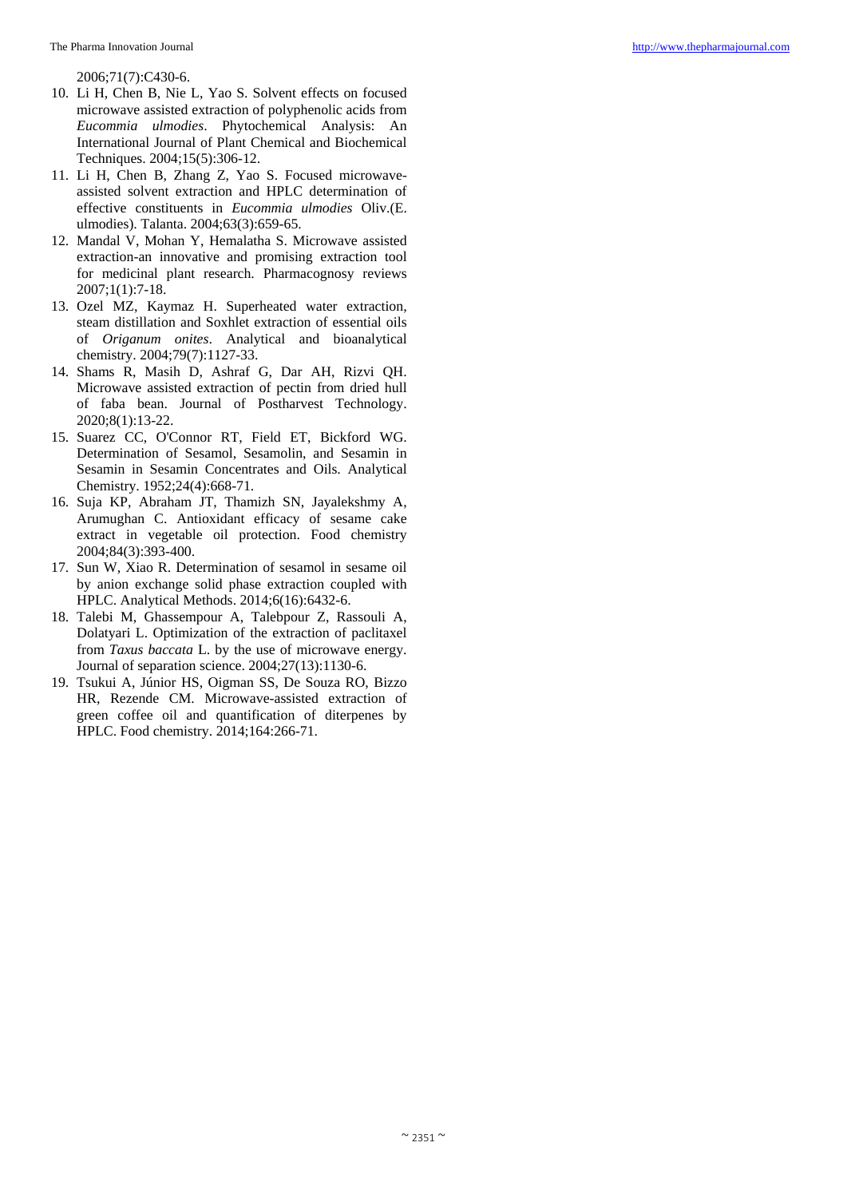2006;71(7):C430-6.

10. Li H, Chen B, Nie L, Yao S. Solvent effects on focused microwave assisted extraction of polyphenolic acids from *Eucommia ulmodies*. Phytochemical Analysis: An International Journal of Plant Chemical and Biochemical Techniques. 2004;15(5):306-12.
11. Li H, Chen B, Zhang Z, Yao S. Focused microwave-assisted solvent extraction and HPLC determination of effective constituents in *Eucommia ulmodies* Oliv.(E. ulmodies). Talanta. 2004;63(3):659-65.
12. Mandal V, Mohan Y, Hemalatha S. Microwave assisted extraction-an innovative and promising extraction tool for medicinal plant research. Pharmacognosy reviews 2007;1(1):7-18.
13. Ozel MZ, Kaymaz H. Superheated water extraction, steam distillation and Soxhlet extraction of essential oils of *Origanum onites*. Analytical and bioanalytical chemistry. 2004;79(7):1127-33.
14. Shams R, Masih D, Ashraf G, Dar AH, Rizvi QH. Microwave assisted extraction of pectin from dried hull of faba bean. Journal of Postharvest Technology. 2020;8(1):13-22.
15. Suarez CC, O'Connor RT, Field ET, Bickford WG. Determination of Sesamol, Sesamolin, and Sesamin in Sesamin in Sesamin Concentrates and Oils. Analytical Chemistry. 1952;24(4):668-71.
16. Suja KP, Abraham JT, Thamizh SN, Jayalekshmy A, Arumughan C. Antioxidant efficacy of sesame cake extract in vegetable oil protection. Food chemistry 2004;84(3):393-400.
17. Sun W, Xiao R. Determination of sesamol in sesame oil by anion exchange solid phase extraction coupled with HPLC. Analytical Methods. 2014;6(16):6432-6.
18. Talebi M, Ghassempour A, Talebpour Z, Rassouli A, Dolatyari L. Optimization of the extraction of paclitaxel from *Taxus baccata* L. by the use of microwave energy. Journal of separation science. 2004;27(13):1130-6.
19. Tsukui A, Júnior HS, Oigman SS, De Souza RO, Bizzo HR, Rezende CM. Microwave-assisted extraction of green coffee oil and quantification of diterpenes by HPLC. Food chemistry. 2014;164:266-71.